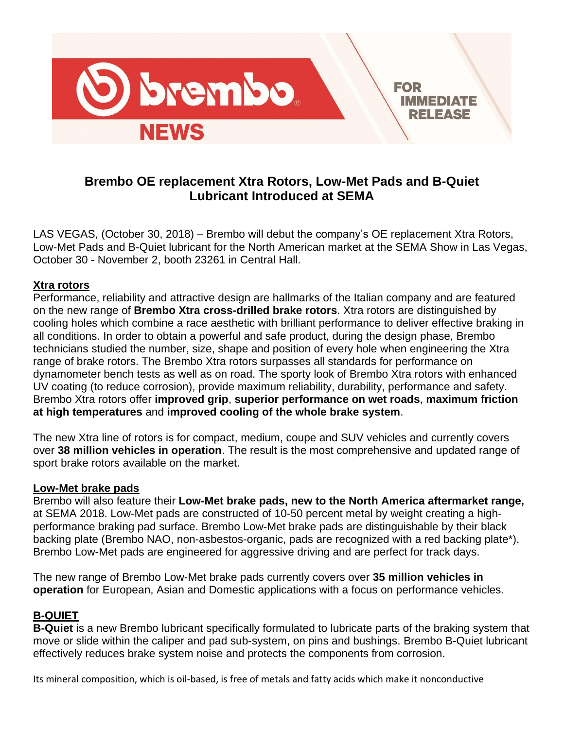brembo NEWS

FOR IMMEDIATE RELEASE

# Brembo OE replacement Xtra Rotors, Low-Met Pads and B-Quiet Lubricant Introduced at SEMA

LAS VEGAS, (October 30, 2018) – Brembo will debut the company's OE replacement Xtra Rotors, Low-Met Pads and B-Quiet lubricant for the North American market at the SEMA Show in Las Vegas, October 30 - November 2, booth 23261 in Central Hall.

## Xtra rotors

Performance, reliability and attractive design are hallmarks of the Italian company and are featured on the new range of **Brembo Xtra cross-drilled brake rotors**. Xtra rotors are distinguished by cooling holes which combine a race aesthetic with brilliant performance to deliver effective braking in all conditions. In order to obtain a powerful and safe product, during the design phase, Brembo technicians studied the number, size, shape and position of every hole when engineering the Xtra range of brake rotors. The Brembo Xtra rotors surpasses all standards for performance on dynamometer bench tests as well as on road. The sporty look of Brembo Xtra rotors with enhanced UV coating (to reduce corrosion), provide maximum reliability, durability, performance and safety. Brembo Xtra rotors offer **improved grip**, **superior performance on wet roads**, **maximum friction at high temperatures** and **improved cooling of the whole brake system**.

The new Xtra line of rotors is for compact, medium, coupe and SUV vehicles and currently covers over **38 million vehicles in operation**. The result is the most comprehensive and updated range of sport brake rotors available on the market.

## Low-Met brake pads

Brembo will also feature their **Low-Met brake pads, new to the North America aftermarket range,** at SEMA 2018. Low-Met pads are constructed of 10-50 percent metal by weight creating a high-performance braking pad surface. Brembo Low-Met brake pads are distinguishable by their black backing plate (Brembo NAO, non-asbestos-organic, pads are recognized with a red backing plate*). Brembo Low-Met pads are engineered for aggressive driving and are perfect for track days.

The new range of Brembo Low-Met brake pads currently covers over **35 million vehicles in operation** for European, Asian and Domestic applications with a focus on performance vehicles.

## B-QUIET

**B-Quiet** is a new Brembo lubricant specifically formulated to lubricate parts of the braking system that move or slide within the caliper and pad sub-system, on pins and bushings. Brembo B-Quiet lubricant effectively reduces brake system noise and protects the components from corrosion.

Its mineral composition, which is oil-based, is free of metals and fatty acids which make it nonconductive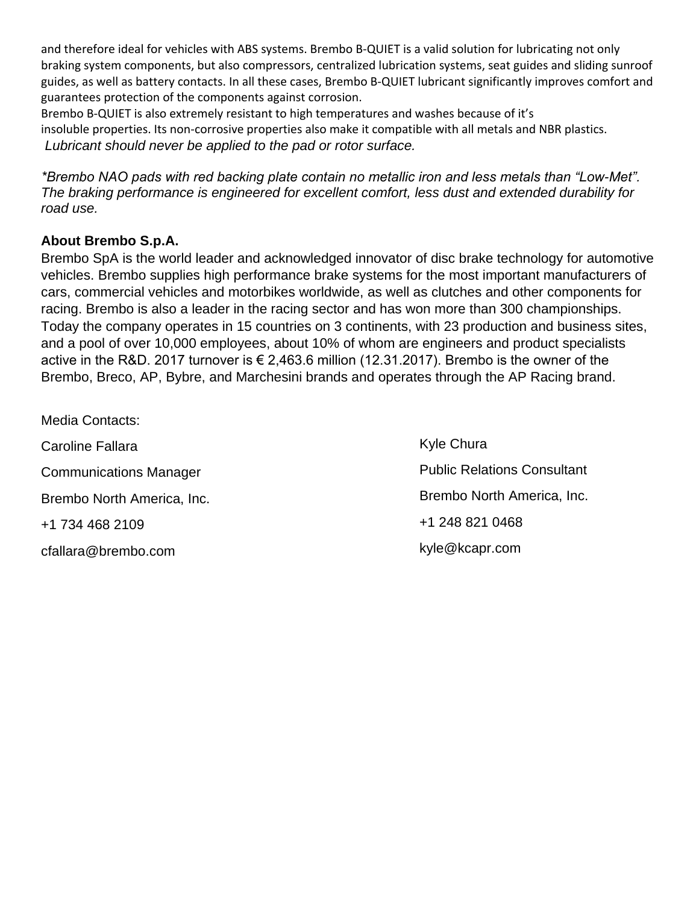and therefore ideal for vehicles with ABS systems. Brembo B-QUIET is a valid solution for lubricating not only braking system components, but also compressors, centralized lubrication systems, seat guides and sliding sunroof guides, as well as battery contacts. In all these cases, Brembo B-QUIET lubricant significantly improves comfort and guarantees protection of the components against corrosion.

Brembo B-QUIET is also extremely resistant to high temperatures and washes because of it's insoluble properties. Its non-corrosive properties also make it compatible with all metals and NBR plastics. *Lubricant should never be applied to the pad or rotor surface.*

**Brembo NAO pads with red backing plate contain no metallic iron and less metals than "Low-Met". The braking performance is engineered for excellent comfort, less dust and extended durability for road use.*

**About Brembo S.p.A.**

Brembo SpA is the world leader and acknowledged innovator of disc brake technology for automotive vehicles. Brembo supplies high performance brake systems for the most important manufacturers of cars, commercial vehicles and motorbikes worldwide, as well as clutches and other components for racing. Brembo is also a leader in the racing sector and has won more than 300 championships. Today the company operates in 15 countries on 3 continents, with 23 production and business sites, and a pool of over 10,000 employees, about 10% of whom are engineers and product specialists active in the R&D. 2017 turnover is € 2,463.6 million (12.31.2017). Brembo is the owner of the Brembo, Breco, AP, Bybre, and Marchesini brands and operates through the AP Racing brand.

Media Contacts:

Caroline Fallara
Communications Manager
Brembo North America, Inc.
+1 734 468 2109
cfallara@brembo.com

Kyle Chura
Public Relations Consultant
Brembo North America, Inc.
+1 248 821 0468
kyle@kcapr.com